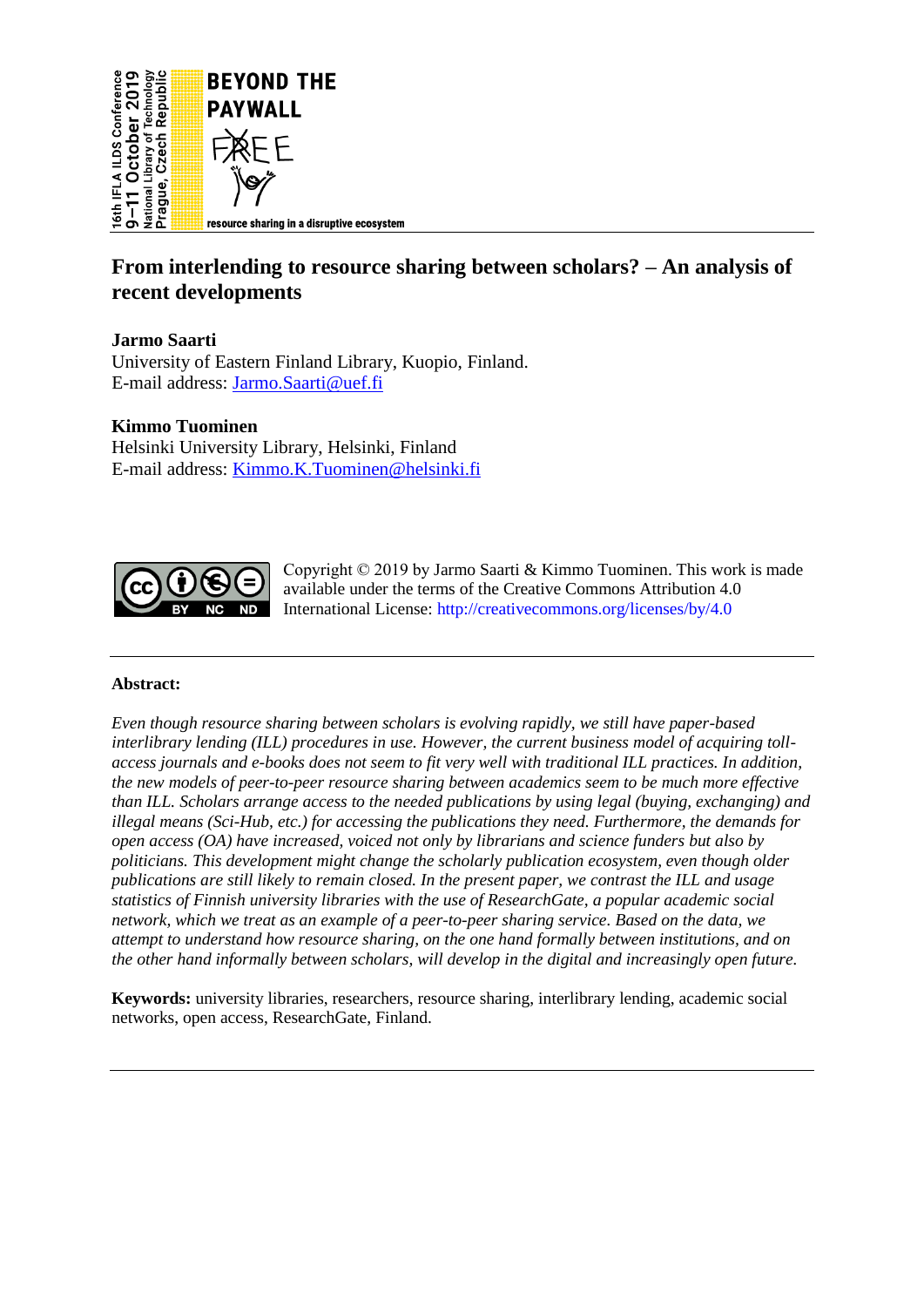16th IFLA ILDS Conference
9–11 October 2019
National Library of Technology
Prague, Czech Republic

BEYOND THE PAYWALL

FREE

resource sharing in a disruptive ecosystem

# From interlending to resource sharing between scholars? – An analysis of recent developments

**Jarmo Saarti**
University of Eastern Finland Library, Kuopio, Finland.
E-mail address: Jarmo.Saarti@uef.fi

**Kimmo Tuominen**
Helsinki University Library, Helsinki, Finland
E-mail address: Kimmo.K.Tuominen@helsinki.fi

Copyright © 2019 by Jarmo Saarti & Kimmo Tuominen. This work is made available under the terms of the Creative Commons Attribution 4.0 International License: http://creativecommons.org/licenses/by/4.0

---

**Abstract:**

*Even though resource sharing between scholars is evolving rapidly, we still have paper-based interlibrary lending (ILL) procedures in use. However, the current business model of acquiring toll-access journals and e-books does not seem to fit very well with traditional ILL practices. In addition, the new models of peer-to-peer resource sharing between academics seem to be much more effective than ILL. Scholars arrange access to the needed publications by using legal (buying, exchanging) and illegal means (Sci-Hub, etc.) for accessing the publications they need. Furthermore, the demands for open access (OA) have increased, voiced not only by librarians and science funders but also by politicians. This development might change the scholarly publication ecosystem, even though older publications are still likely to remain closed. In the present paper, we contrast the ILL and usage statistics of Finnish university libraries with the use of ResearchGate, a popular academic social network, which we treat as an example of a peer-to-peer sharing service. Based on the data, we attempt to understand how resource sharing, on the one hand formally between institutions, and on the other hand informally between scholars, will develop in the digital and increasingly open future.*

**Keywords:** university libraries, researchers, resource sharing, interlibrary lending, academic social networks, open access, ResearchGate, Finland.

---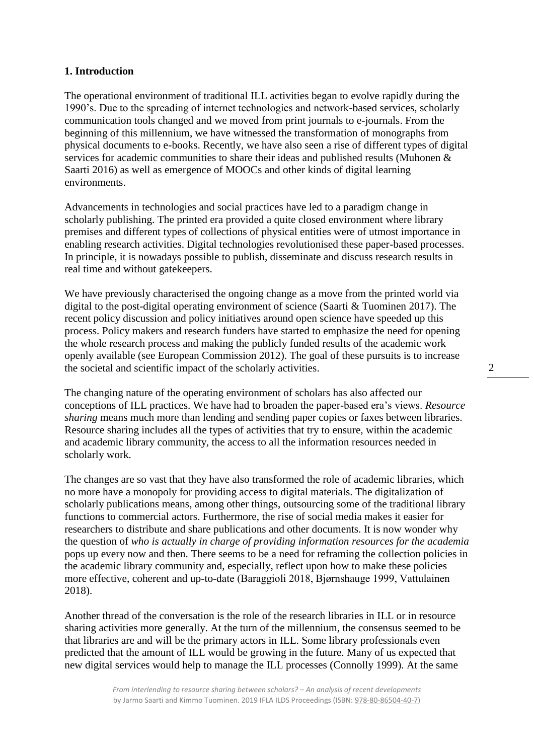## 1. Introduction

The operational environment of traditional ILL activities began to evolve rapidly during the 1990's. Due to the spreading of internet technologies and network-based services, scholarly communication tools changed and we moved from print journals to e-journals. From the beginning of this millennium, we have witnessed the transformation of monographs from physical documents to e-books. Recently, we have also seen a rise of different types of digital services for academic communities to share their ideas and published results (Muhonen & Saarti 2016) as well as emergence of MOOCs and other kinds of digital learning environments.

Advancements in technologies and social practices have led to a paradigm change in scholarly publishing. The printed era provided a quite closed environment where library premises and different types of collections of physical entities were of utmost importance in enabling research activities. Digital technologies revolutionised these paper-based processes. In principle, it is nowadays possible to publish, disseminate and discuss research results in real time and without gatekeepers.

We have previously characterised the ongoing change as a move from the printed world via digital to the post-digital operating environment of science (Saarti & Tuominen 2017). The recent policy discussion and policy initiatives around open science have speeded up this process. Policy makers and research funders have started to emphasize the need for opening the whole research process and making the publicly funded results of the academic work openly available (see European Commission 2012). The goal of these pursuits is to increase the societal and scientific impact of the scholarly activities.

The changing nature of the operating environment of scholars has also affected our conceptions of ILL practices. We have had to broaden the paper-based era's views. *Resource sharing* means much more than lending and sending paper copies or faxes between libraries. Resource sharing includes all the types of activities that try to ensure, within the academic and academic library community, the access to all the information resources needed in scholarly work.

The changes are so vast that they have also transformed the role of academic libraries, which no more have a monopoly for providing access to digital materials. The digitalization of scholarly publications means, among other things, outsourcing some of the traditional library functions to commercial actors. Furthermore, the rise of social media makes it easier for researchers to distribute and share publications and other documents. It is now wonder why the question of *who is actually in charge of providing information resources for the academia* pops up every now and then. There seems to be a need for reframing the collection policies in the academic library community and, especially, reflect upon how to make these policies more effective, coherent and up-to-date (Baraggioli 2018, Bjørnshauge 1999, Vattulainen 2018).

Another thread of the conversation is the role of the research libraries in ILL or in resource sharing activities more generally. At the turn of the millennium, the consensus seemed to be that libraries are and will be the primary actors in ILL. Some library professionals even predicted that the amount of ILL would be growing in the future. Many of us expected that new digital services would help to manage the ILL processes (Connolly 1999). At the same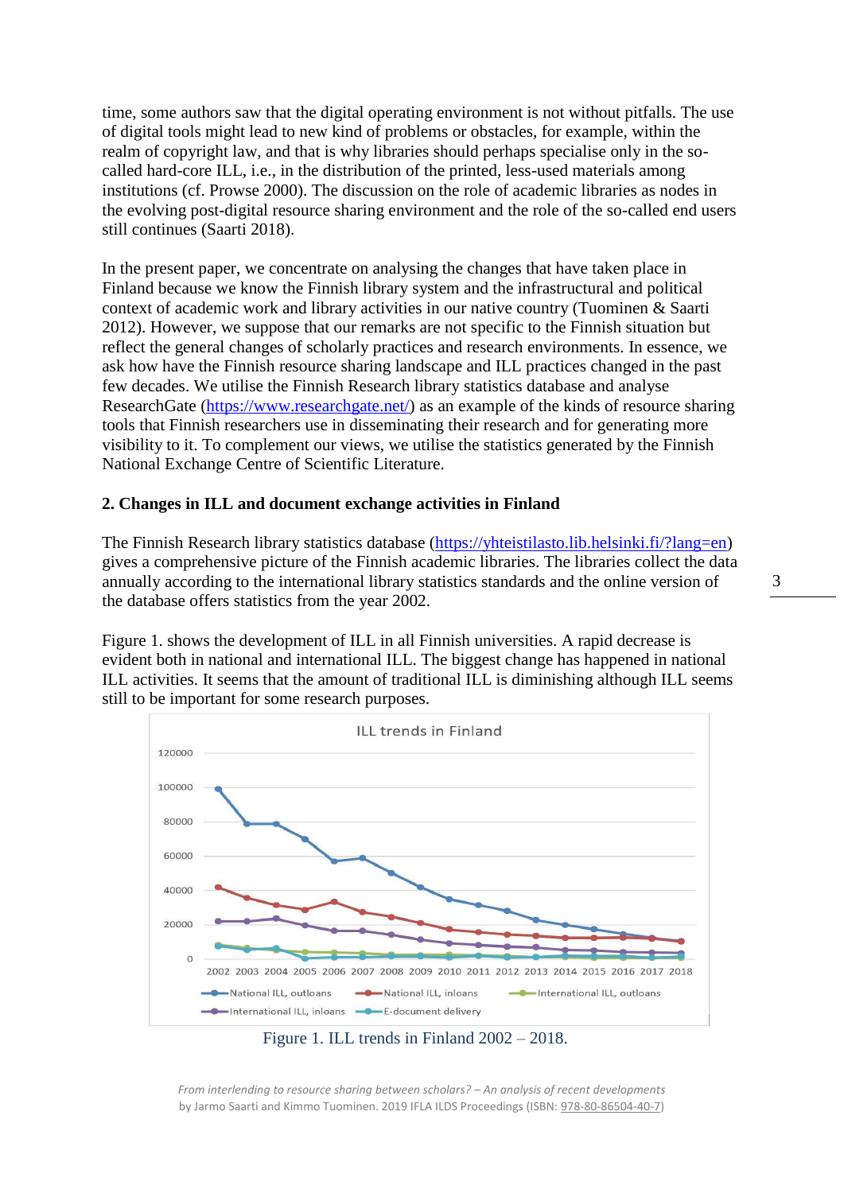time, some authors saw that the digital operating environment is not without pitfalls. The use of digital tools might lead to new kind of problems or obstacles, for example, within the realm of copyright law, and that is why libraries should perhaps specialise only in the so-called hard-core ILL, i.e., in the distribution of the printed, less-used materials among institutions (cf. Prowse 2000). The discussion on the role of academic libraries as nodes in the evolving post-digital resource sharing environment and the role of the so-called end users still continues (Saarti 2018).

In the present paper, we concentrate on analysing the changes that have taken place in Finland because we know the Finnish library system and the infrastructural and political context of academic work and library activities in our native country (Tuominen & Saarti 2012). However, we suppose that our remarks are not specific to the Finnish situation but reflect the general changes of scholarly practices and research environments. In essence, we ask how have the Finnish resource sharing landscape and ILL practices changed in the past few decades. We utilise the Finnish Research library statistics database and analyse ResearchGate (https://www.researchgate.net/) as an example of the kinds of resource sharing tools that Finnish researchers use in disseminating their research and for generating more visibility to it. To complement our views, we utilise the statistics generated by the Finnish National Exchange Centre of Scientific Literature.

## 2. Changes in ILL and document exchange activities in Finland

The Finnish Research library statistics database (https://yhteistilasto.lib.helsinki.fi/?lang=en) gives a comprehensive picture of the Finnish academic libraries. The libraries collect the data annually according to the international library statistics standards and the online version of the database offers statistics from the year 2002.

Figure 1. shows the development of ILL in all Finnish universities. A rapid decrease is evident both in national and international ILL. The biggest change has happened in national ILL activities. It seems that the amount of traditional ILL is diminishing although ILL seems still to be important for some research purposes.

Figure 1. ILL trends in Finland 2002 – 2018.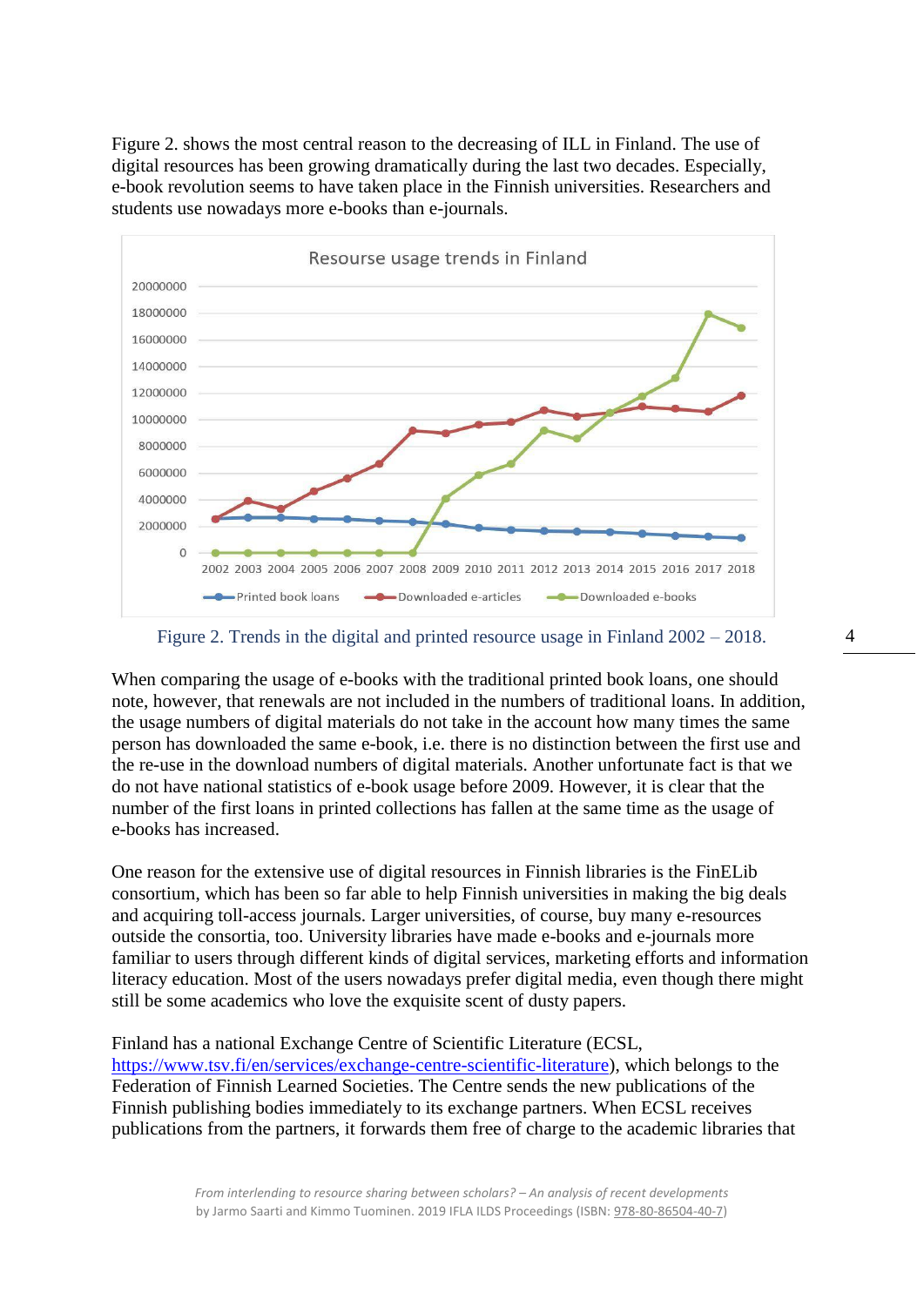Figure 2. shows the most central reason to the decreasing of ILL in Finland. The use of digital resources has been growing dramatically during the last two decades. Especially, e-book revolution seems to have taken place in the Finnish universities. Researchers and students use nowadays more e-books than e-journals.

Figure 2. Trends in the digital and printed resource usage in Finland 2002 – 2018.

When comparing the usage of e-books with the traditional printed book loans, one should note, however, that renewals are not included in the numbers of traditional loans. In addition, the usage numbers of digital materials do not take in the account how many times the same person has downloaded the same e-book, i.e. there is no distinction between the first use and the re-use in the download numbers of digital materials. Another unfortunate fact is that we do not have national statistics of e-book usage before 2009. However, it is clear that the number of the first loans in printed collections has fallen at the same time as the usage of e-books has increased.

One reason for the extensive use of digital resources in Finnish libraries is the FinELib consortium, which has been so far able to help Finnish universities in making the big deals and acquiring toll-access journals. Larger universities, of course, buy many e-resources outside the consortia, too. University libraries have made e-books and e-journals more familiar to users through different kinds of digital services, marketing efforts and information literacy education. Most of the users nowadays prefer digital media, even though there might still be some academics who love the exquisite scent of dusty papers.

Finland has a national Exchange Centre of Scientific Literature (ECSL, https://www.tsv.fi/en/services/exchange-centre-scientific-literature), which belongs to the Federation of Finnish Learned Societies. The Centre sends the new publications of the Finnish publishing bodies immediately to its exchange partners. When ECSL receives publications from the partners, it forwards them free of charge to the academic libraries that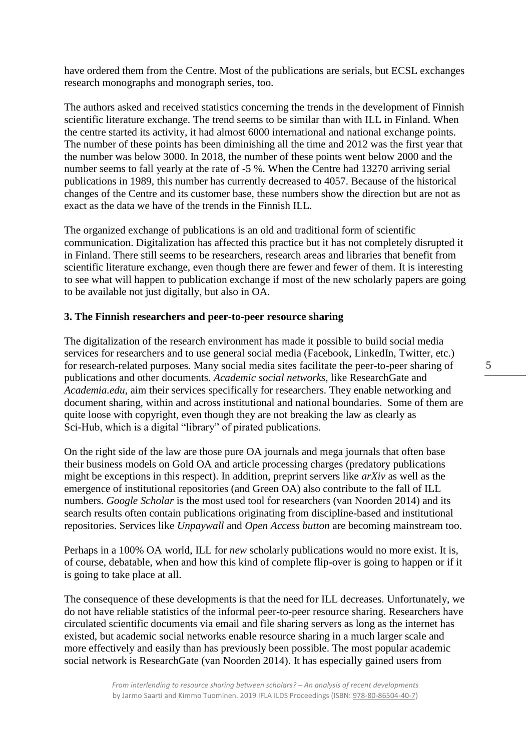have ordered them from the Centre. Most of the publications are serials, but ECSL exchanges research monographs and monograph series, too.

The authors asked and received statistics concerning the trends in the development of Finnish scientific literature exchange. The trend seems to be similar than with ILL in Finland. When the centre started its activity, it had almost 6000 international and national exchange points. The number of these points has been diminishing all the time and 2012 was the first year that the number was below 3000. In 2018, the number of these points went below 2000 and the number seems to fall yearly at the rate of -5 %. When the Centre had 13270 arriving serial publications in 1989, this number has currently decreased to 4057. Because of the historical changes of the Centre and its customer base, these numbers show the direction but are not as exact as the data we have of the trends in the Finnish ILL.

The organized exchange of publications is an old and traditional form of scientific communication. Digitalization has affected this practice but it has not completely disrupted it in Finland. There still seems to be researchers, research areas and libraries that benefit from scientific literature exchange, even though there are fewer and fewer of them. It is interesting to see what will happen to publication exchange if most of the new scholarly papers are going to be available not just digitally, but also in OA.

### 3. The Finnish researchers and peer-to-peer resource sharing

The digitalization of the research environment has made it possible to build social media services for researchers and to use general social media (Facebook, LinkedIn, Twitter, etc.) for research-related purposes. Many social media sites facilitate the peer-to-peer sharing of publications and other documents. *Academic social networks*, like ResearchGate and *Academia.edu*, aim their services specifically for researchers. They enable networking and document sharing, within and across institutional and national boundaries. Some of them are quite loose with copyright, even though they are not breaking the law as clearly as Sci-Hub, which is a digital "library" of pirated publications.

On the right side of the law are those pure OA journals and mega journals that often base their business models on Gold OA and article processing charges (predatory publications might be exceptions in this respect). In addition, preprint servers like *arXiv* as well as the emergence of institutional repositories (and Green OA) also contribute to the fall of ILL numbers. *Google Scholar* is the most used tool for researchers (van Noorden 2014) and its search results often contain publications originating from discipline-based and institutional repositories. Services like *Unpaywall* and *Open Access button* are becoming mainstream too.

Perhaps in a 100% OA world, ILL for *new* scholarly publications would no more exist. It is, of course, debatable, when and how this kind of complete flip-over is going to happen or if it is going to take place at all.

The consequence of these developments is that the need for ILL decreases. Unfortunately, we do not have reliable statistics of the informal peer-to-peer resource sharing. Researchers have circulated scientific documents via email and file sharing servers as long as the internet has existed, but academic social networks enable resource sharing in a much larger scale and more effectively and easily than has previously been possible. The most popular academic social network is ResearchGate (van Noorden 2014). It has especially gained users from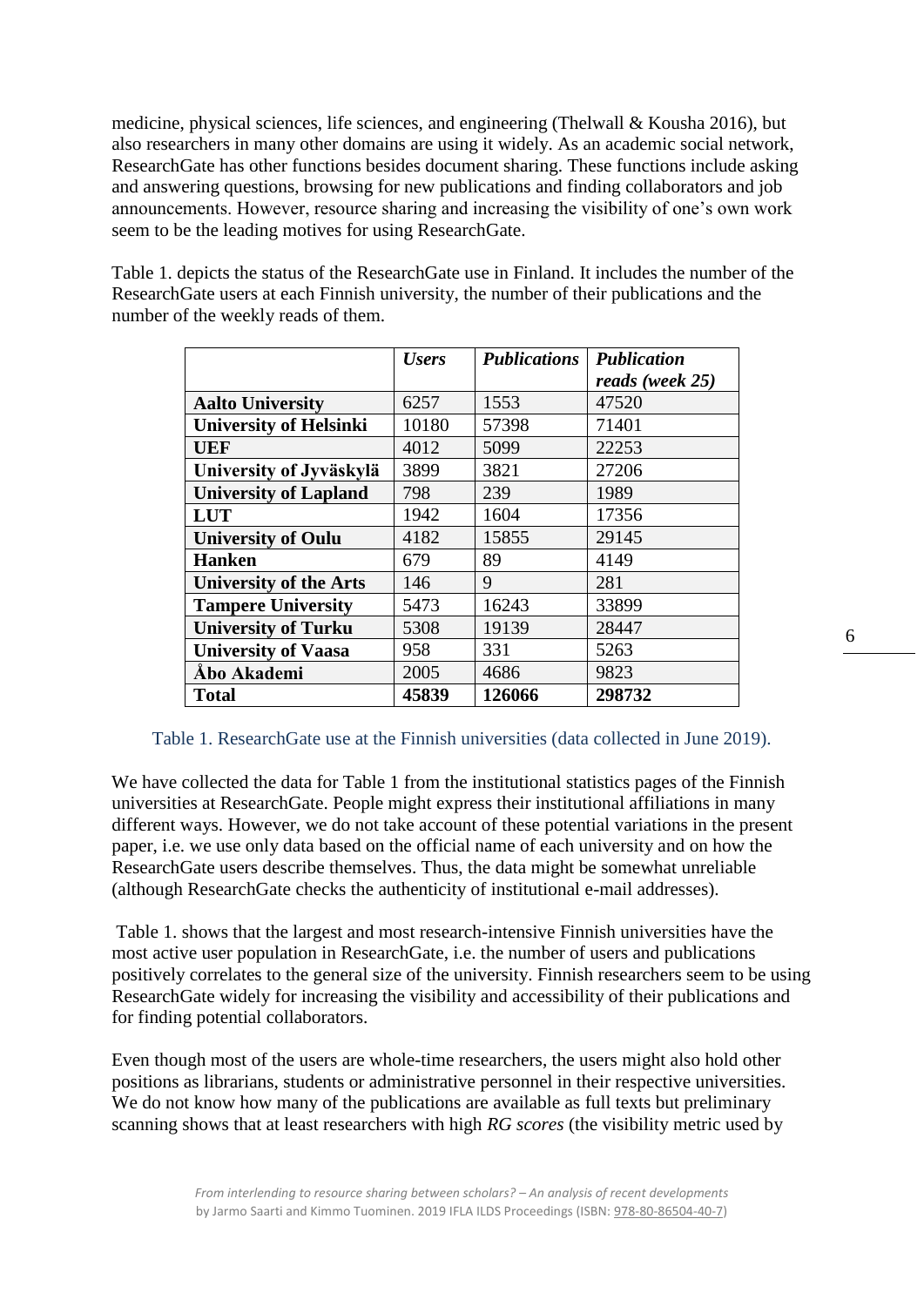medicine, physical sciences, life sciences, and engineering (Thelwall & Kousha 2016), but also researchers in many other domains are using it widely. As an academic social network, ResearchGate has other functions besides document sharing. These functions include asking and answering questions, browsing for new publications and finding collaborators and job announcements. However, resource sharing and increasing the visibility of one's own work seem to be the leading motives for using ResearchGate.

Table 1. depicts the status of the ResearchGate use in Finland. It includes the number of the ResearchGate users at each Finnish university, the number of their publications and the number of the weekly reads of them.

| | *Users* | *Publications* | *Publication reads (week 25)* |
|---|---|---|---|
| **Aalto University** | 6257 | 1553 | 47520 |
| **University of Helsinki** | 10180 | 57398 | 71401 |
| **UEF** | 4012 | 5099 | 22253 |
| **University of Jyväskylä** | 3899 | 3821 | 27206 |
| **University of Lapland** | 798 | 239 | 1989 |
| **LUT** | 1942 | 1604 | 17356 |
| **University of Oulu** | 4182 | 15855 | 29145 |
| **Hanken** | 679 | 89 | 4149 |
| **University of the Arts** | 146 | 9 | 281 |
| **Tampere University** | 5473 | 16243 | 33899 |
| **University of Turku** | 5308 | 19139 | 28447 |
| **University of Vaasa** | 958 | 331 | 5263 |
| **Åbo Akademi** | 2005 | 4686 | 9823 |
| **Total** | **45839** | **126066** | **298732** |

Table 1. ResearchGate use at the Finnish universities (data collected in June 2019).

We have collected the data for Table 1 from the institutional statistics pages of the Finnish universities at ResearchGate. People might express their institutional affiliations in many different ways. However, we do not take account of these potential variations in the present paper, i.e. we use only data based on the official name of each university and on how the ResearchGate users describe themselves. Thus, the data might be somewhat unreliable (although ResearchGate checks the authenticity of institutional e-mail addresses).

Table 1. shows that the largest and most research-intensive Finnish universities have the most active user population in ResearchGate, i.e. the number of users and publications positively correlates to the general size of the university. Finnish researchers seem to be using ResearchGate widely for increasing the visibility and accessibility of their publications and for finding potential collaborators.

Even though most of the users are whole-time researchers, the users might also hold other positions as librarians, students or administrative personnel in their respective universities. We do not know how many of the publications are available as full texts but preliminary scanning shows that at least researchers with high *RG scores* (the visibility metric used by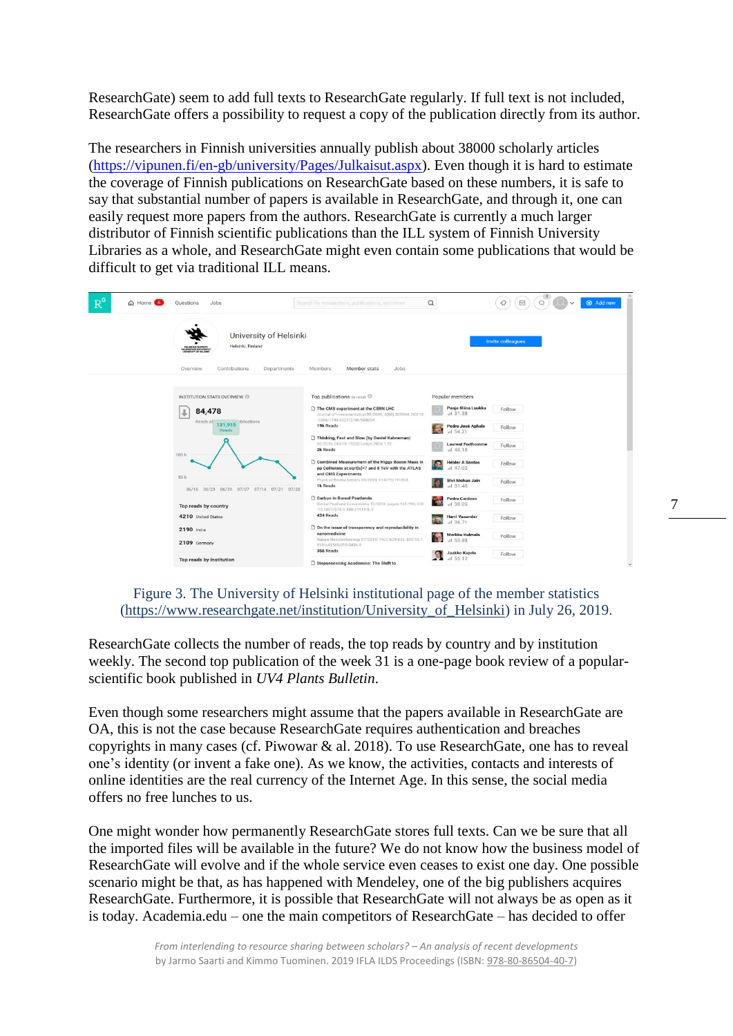ResearchGate) seem to add full texts to ResearchGate regularly. If full text is not included, ResearchGate offers a possibility to request a copy of the publication directly from its author.

The researchers in Finnish universities annually publish about 38000 scholarly articles (https://vipunen.fi/en-gb/university/Pages/Julkaisut.aspx). Even though it is hard to estimate the coverage of Finnish publications on ResearchGate based on these numbers, it is safe to say that substantial number of papers is available in ResearchGate, and through it, one can easily request more papers from the authors. ResearchGate is currently a much larger distributor of Finnish scientific publications than the ILL system of Finnish University Libraries as a whole, and ResearchGate might even contain some publications that would be difficult to get via traditional ILL means.

Figure 3. The University of Helsinki institutional page of the member statistics (https://www.researchgate.net/institution/University_of_Helsinki) in July 26, 2019.

ResearchGate collects the number of reads, the top reads by country and by institution weekly. The second top publication of the week 31 is a one-page book review of a popular-scientific book published in *UV4 Plants Bulletin*.

Even though some researchers might assume that the papers available in ResearchGate are OA, this is not the case because ResearchGate requires authentication and breaches copyrights in many cases (cf. Piwowar & al. 2018). To use ResearchGate, one has to reveal one's identity (or invent a fake one). As we know, the activities, contacts and interests of online identities are the real currency of the Internet Age. In this sense, the social media offers no free lunches to us.

One might wonder how permanently ResearchGate stores full texts. Can we be sure that all the imported files will be available in the future? We do not know how the business model of ResearchGate will evolve and if the whole service even ceases to exist one day. One possible scenario might be that, as has happened with Mendeley, one of the big publishers acquires ResearchGate. Furthermore, it is possible that ResearchGate will not always be as open as it is today. Academia.edu – one the main competitors of ResearchGate – has decided to offer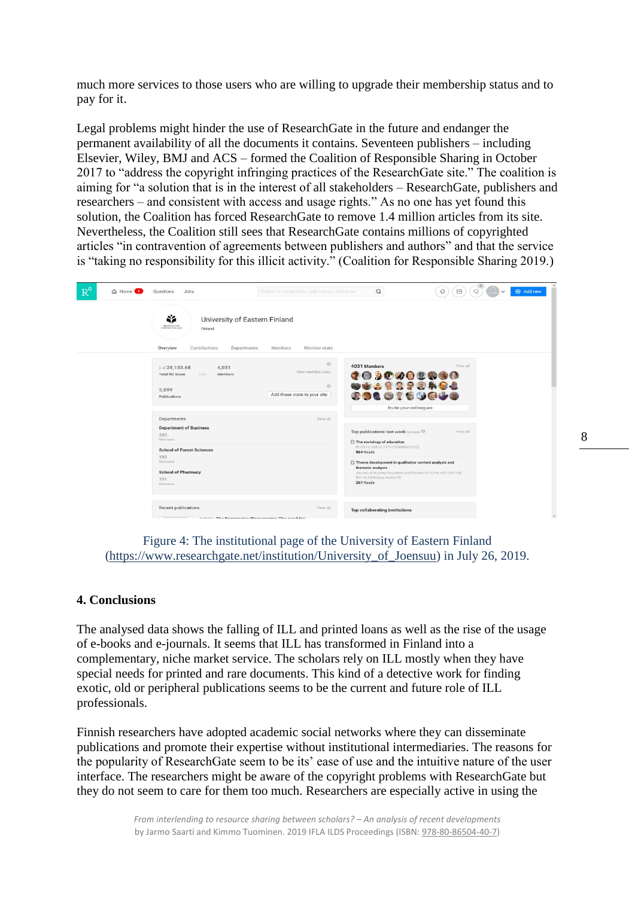much more services to those users who are willing to upgrade their membership status and to pay for it.

Legal problems might hinder the use of ResearchGate in the future and endanger the permanent availability of all the documents it contains. Seventeen publishers – including Elsevier, Wiley, BMJ and ACS – formed the Coalition of Responsible Sharing in October 2017 to "address the copyright infringing practices of the ResearchGate site." The coalition is aiming for "a solution that is in the interest of all stakeholders – ResearchGate, publishers and researchers – and consistent with access and usage rights." As no one has yet found this solution, the Coalition has forced ResearchGate to remove 1.4 million articles from its site. Nevertheless, the Coalition still sees that ResearchGate contains millions of copyrighted articles "in contravention of agreements between publishers and authors" and that the service is "taking no responsibility for this illicit activity." (Coalition for Responsible Sharing 2019.)

Figure 4: The institutional page of the University of Eastern Finland (https://www.researchgate.net/institution/University_of_Joensuu) in July 26, 2019.

## 4. Conclusions

The analysed data shows the falling of ILL and printed loans as well as the rise of the usage of e-books and e-journals. It seems that ILL has transformed in Finland into a complementary, niche market service. The scholars rely on ILL mostly when they have special needs for printed and rare documents. This kind of a detective work for finding exotic, old or peripheral publications seems to be the current and future role of ILL professionals.

Finnish researchers have adopted academic social networks where they can disseminate publications and promote their expertise without institutional intermediaries. The reasons for the popularity of ResearchGate seem to be its' ease of use and the intuitive nature of the user interface. The researchers might be aware of the copyright problems with ResearchGate but they do not seem to care for them too much. Researchers are especially active in using the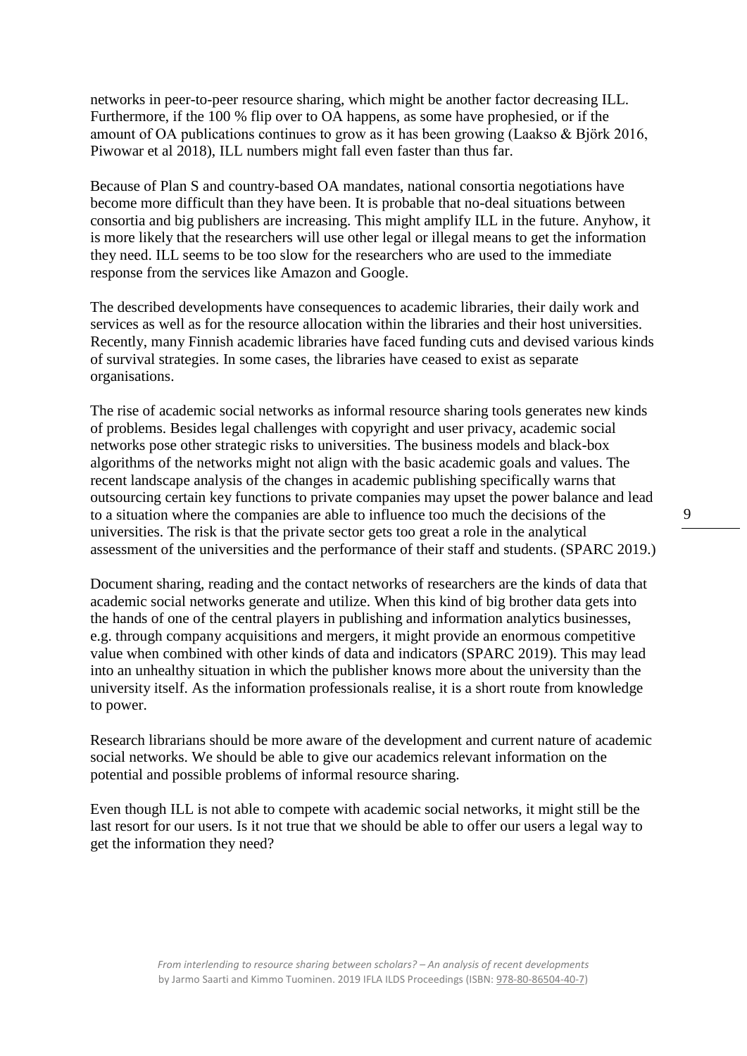networks in peer-to-peer resource sharing, which might be another factor decreasing ILL. Furthermore, if the 100 % flip over to OA happens, as some have prophesied, or if the amount of OA publications continues to grow as it has been growing (Laakso & Björk 2016, Piwowar et al 2018), ILL numbers might fall even faster than thus far.

Because of Plan S and country-based OA mandates, national consortia negotiations have become more difficult than they have been. It is probable that no-deal situations between consortia and big publishers are increasing. This might amplify ILL in the future. Anyhow, it is more likely that the researchers will use other legal or illegal means to get the information they need. ILL seems to be too slow for the researchers who are used to the immediate response from the services like Amazon and Google.

The described developments have consequences to academic libraries, their daily work and services as well as for the resource allocation within the libraries and their host universities. Recently, many Finnish academic libraries have faced funding cuts and devised various kinds of survival strategies. In some cases, the libraries have ceased to exist as separate organisations.

The rise of academic social networks as informal resource sharing tools generates new kinds of problems. Besides legal challenges with copyright and user privacy, academic social networks pose other strategic risks to universities. The business models and black-box algorithms of the networks might not align with the basic academic goals and values. The recent landscape analysis of the changes in academic publishing specifically warns that outsourcing certain key functions to private companies may upset the power balance and lead to a situation where the companies are able to influence too much the decisions of the universities. The risk is that the private sector gets too great a role in the analytical assessment of the universities and the performance of their staff and students. (SPARC 2019.)

Document sharing, reading and the contact networks of researchers are the kinds of data that academic social networks generate and utilize. When this kind of big brother data gets into the hands of one of the central players in publishing and information analytics businesses, e.g. through company acquisitions and mergers, it might provide an enormous competitive value when combined with other kinds of data and indicators (SPARC 2019). This may lead into an unhealthy situation in which the publisher knows more about the university than the university itself. As the information professionals realise, it is a short route from knowledge to power.

Research librarians should be more aware of the development and current nature of academic social networks. We should be able to give our academics relevant information on the potential and possible problems of informal resource sharing.

Even though ILL is not able to compete with academic social networks, it might still be the last resort for our users. Is it not true that we should be able to offer our users a legal way to get the information they need?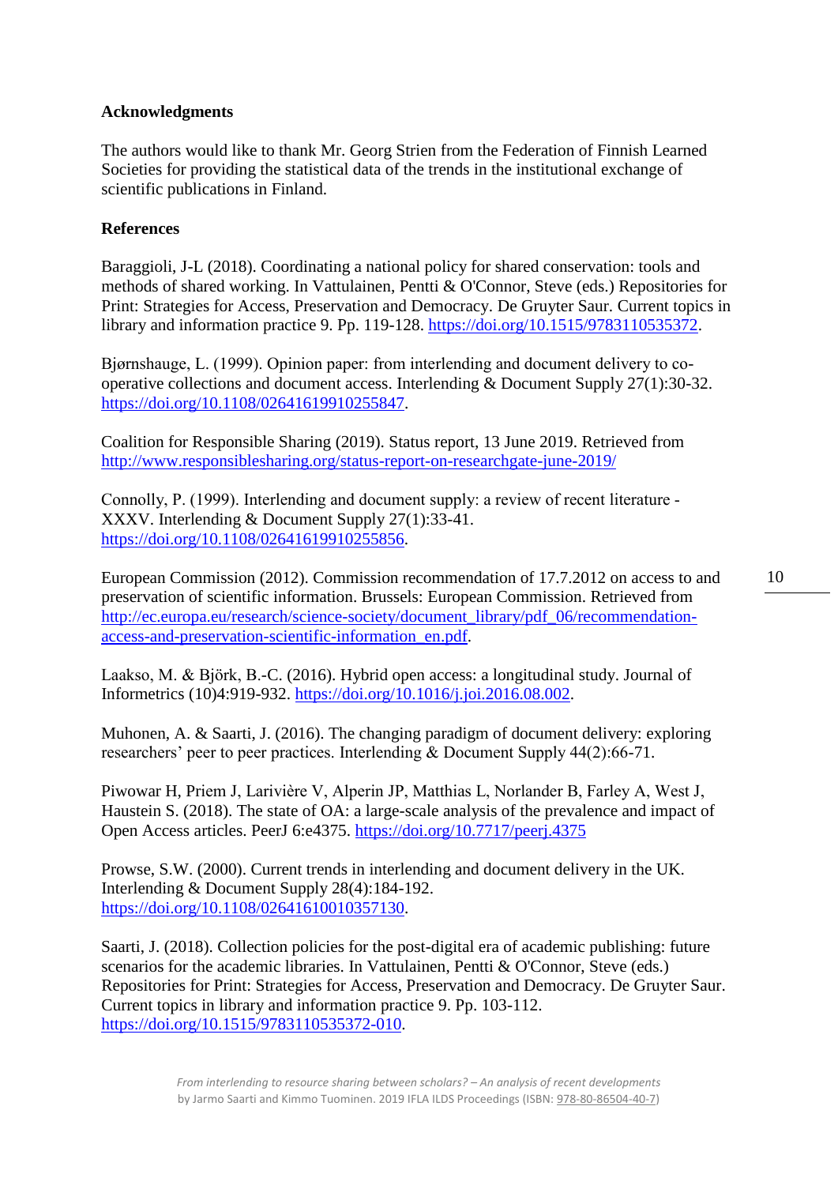**Acknowledgments**

The authors would like to thank Mr. Georg Strien from the Federation of Finnish Learned Societies for providing the statistical data of the trends in the institutional exchange of scientific publications in Finland.

**References**

Baraggioli, J-L (2018). Coordinating a national policy for shared conservation: tools and methods of shared working. In Vattulainen, Pentti & O'Connor, Steve (eds.) Repositories for Print: Strategies for Access, Preservation and Democracy. De Gruyter Saur. Current topics in library and information practice 9. Pp. 119-128. https://doi.org/10.1515/9783110535372.

Bjørnshauge, L. (1999). Opinion paper: from interlending and document delivery to co-operative collections and document access. Interlending & Document Supply 27(1):30-32. https://doi.org/10.1108/02641619910255847.

Coalition for Responsible Sharing (2019). Status report, 13 June 2019. Retrieved from http://www.responsiblesharing.org/status-report-on-researchgate-june-2019/

Connolly, P. (1999). Interlending and document supply: a review of recent literature - XXXV. Interlending & Document Supply 27(1):33-41. https://doi.org/10.1108/02641619910255856.

European Commission (2012). Commission recommendation of 17.7.2012 on access to and preservation of scientific information. Brussels: European Commission. Retrieved from http://ec.europa.eu/research/science-society/document_library/pdf_06/recommendation-access-and-preservation-scientific-information_en.pdf.

Laakso, M. & Björk, B.-C. (2016). Hybrid open access: a longitudinal study. Journal of Informetrics (10)4:919-932. https://doi.org/10.1016/j.joi.2016.08.002.

Muhonen, A. & Saarti, J. (2016). The changing paradigm of document delivery: exploring researchers' peer to peer practices. Interlending & Document Supply 44(2):66-71.

Piwowar H, Priem J, Larivière V, Alperin JP, Matthias L, Norlander B, Farley A, West J, Haustein S. (2018). The state of OA: a large-scale analysis of the prevalence and impact of Open Access articles. PeerJ 6:e4375. https://doi.org/10.7717/peerj.4375

Prowse, S.W. (2000). Current trends in interlending and document delivery in the UK. Interlending & Document Supply 28(4):184-192. https://doi.org/10.1108/02641610010357130.

Saarti, J. (2018). Collection policies for the post-digital era of academic publishing: future scenarios for the academic libraries. In Vattulainen, Pentti & O'Connor, Steve (eds.) Repositories for Print: Strategies for Access, Preservation and Democracy. De Gruyter Saur. Current topics in library and information practice 9. Pp. 103-112. https://doi.org/10.1515/9783110535372-010.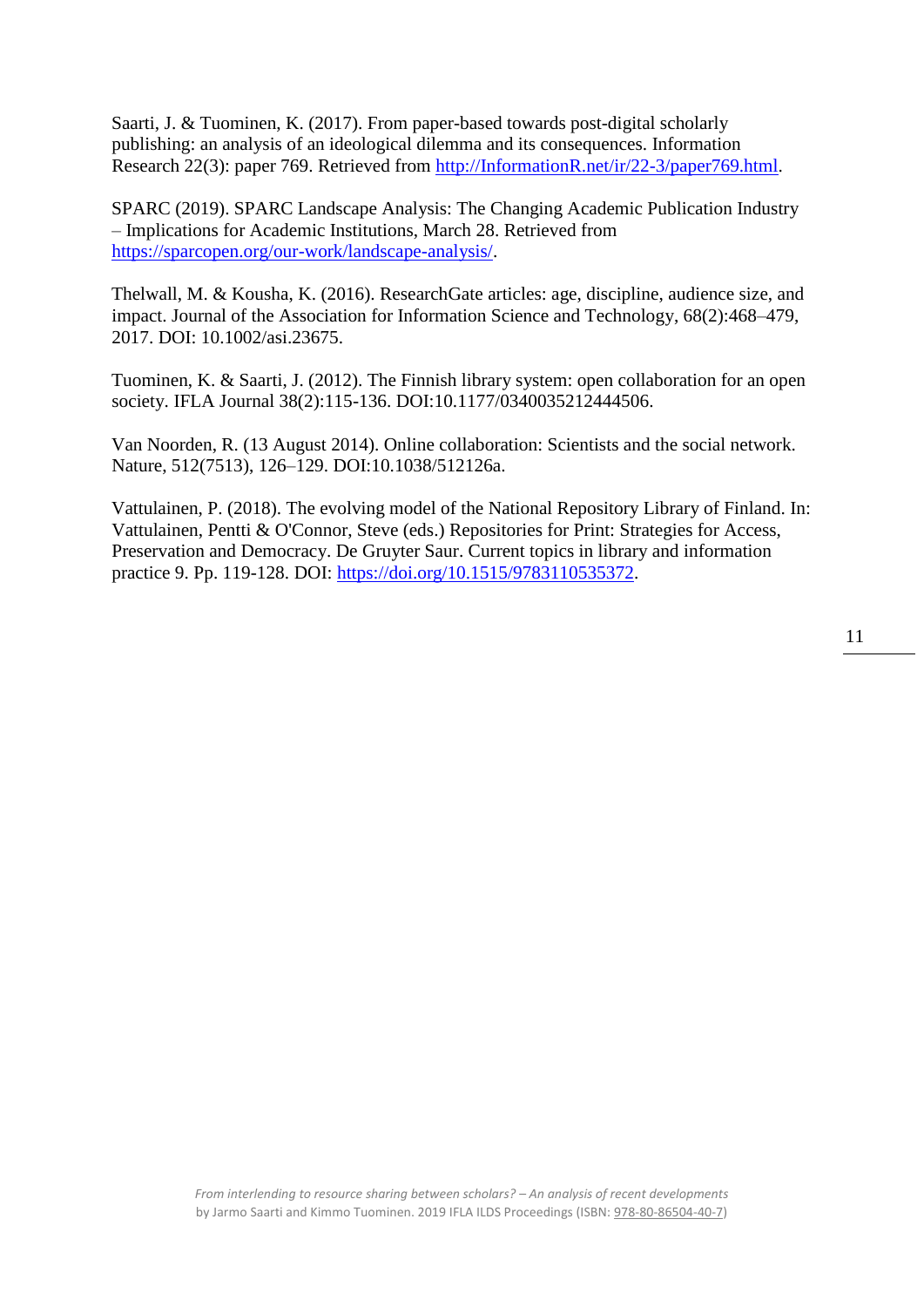Saarti, J. & Tuominen, K. (2017). From paper-based towards post-digital scholarly publishing: an analysis of an ideological dilemma and its consequences. Information Research 22(3): paper 769. Retrieved from http://InformationR.net/ir/22-3/paper769.html.

SPARC (2019). SPARC Landscape Analysis: The Changing Academic Publication Industry – Implications for Academic Institutions, March 28. Retrieved from https://sparcopen.org/our-work/landscape-analysis/.

Thelwall, M. & Kousha, K. (2016). ResearchGate articles: age, discipline, audience size, and impact. Journal of the Association for Information Science and Technology, 68(2):468–479, 2017. DOI: 10.1002/asi.23675.

Tuominen, K. & Saarti, J. (2012). The Finnish library system: open collaboration for an open society. IFLA Journal 38(2):115-136. DOI:10.1177/0340035212444506.

Van Noorden, R. (13 August 2014). Online collaboration: Scientists and the social network. Nature, 512(7513), 126–129. DOI:10.1038/512126a.

Vattulainen, P. (2018). The evolving model of the National Repository Library of Finland. In: Vattulainen, Pentti & O'Connor, Steve (eds.) Repositories for Print: Strategies for Access, Preservation and Democracy. De Gruyter Saur. Current topics in library and information practice 9. Pp. 119-128. DOI: https://doi.org/10.1515/9783110535372.